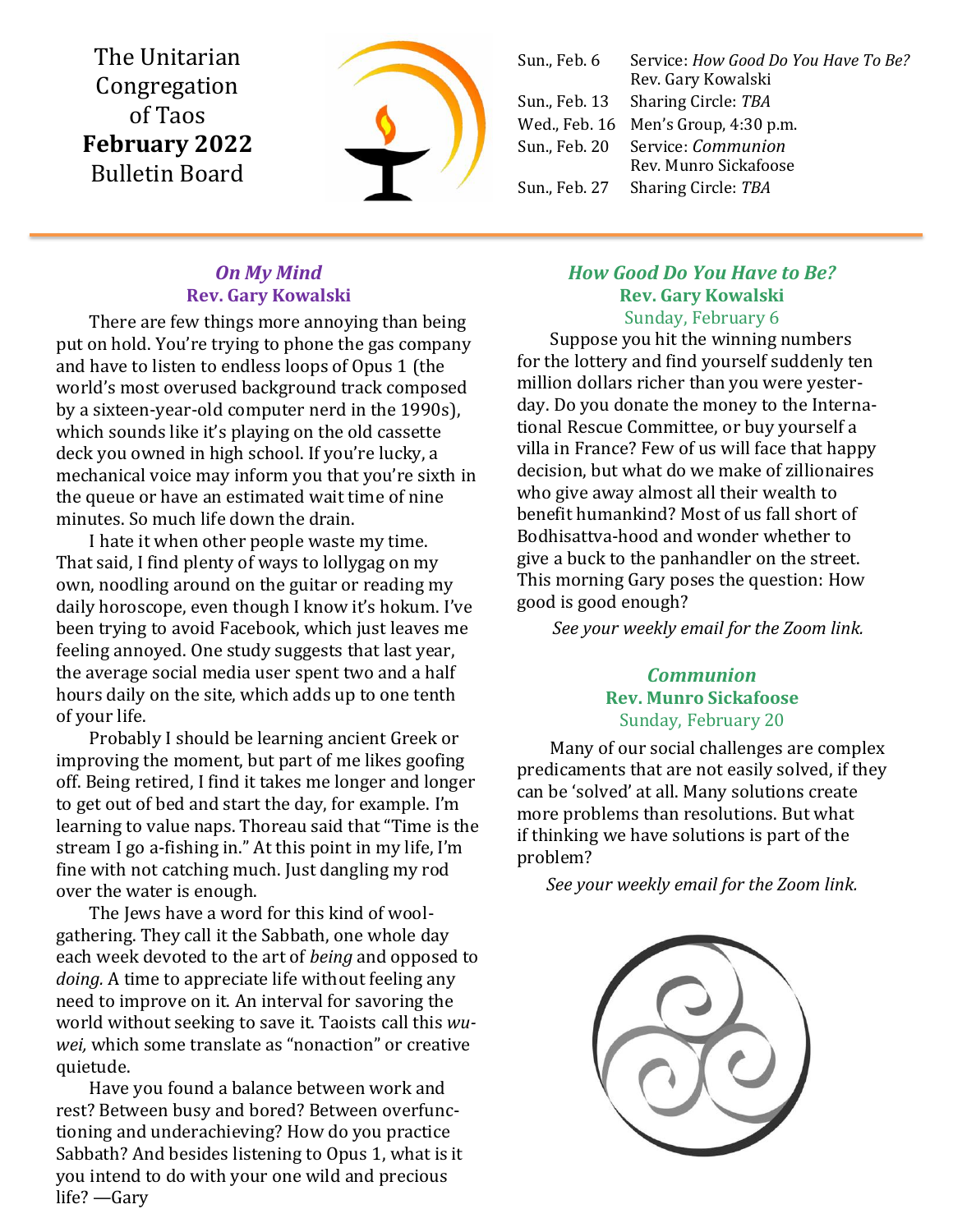# The Unitarian Congregation of Taos **February 2022** Bulletin Board

| | |
|---|---|
| Sun., Feb. 6 | Service: *How Good Do You Have To Be?* Rev. Gary Kowalski |
| Sun., Feb. 13 | Sharing Circle: *TBA* |
| Wed., Feb. 16 | Men's Group, 4:30 p.m. |
| Sun., Feb. 20 | Service: *Communion* Rev. Munro Sickafoose |
| Sun., Feb. 27 | Sharing Circle: *TBA* |

## *On My Mind*

**Rev. Gary Kowalski**

There are few things more annoying than being put on hold. You're trying to phone the gas company and have to listen to endless loops of Opus 1 (the world's most overused background track composed by a sixteen-year-old computer nerd in the 1990s), which sounds like it's playing on the old cassette deck you owned in high school. If you're lucky, a mechanical voice may inform you that you're sixth in the queue or have an estimated wait time of nine minutes. So much life down the drain.

I hate it when other people waste my time. That said, I find plenty of ways to lollygag on my own, noodling around on the guitar or reading my daily horoscope, even though I know it's hokum. I've been trying to avoid Facebook, which just leaves me feeling annoyed. One study suggests that last year, the average social media user spent two and a half hours daily on the site, which adds up to one tenth of your life.

Probably I should be learning ancient Greek or improving the moment, but part of me likes goofing off. Being retired, I find it takes me longer and longer to get out of bed and start the day, for example. I'm learning to value naps. Thoreau said that "Time is the stream I go a-fishing in." At this point in my life, I'm fine with not catching much. Just dangling my rod over the water is enough.

The Jews have a word for this kind of wool-gathering. They call it the Sabbath, one whole day each week devoted to the art of *being* and opposed to *doing.* A time to appreciate life without feeling any need to improve on it. An interval for savoring the world without seeking to save it. Taoists call this *wu-wei,* which some translate as "nonaction" or creative quietude.

Have you found a balance between work and rest? Between busy and bored? Between overfunctioning and underachieving? How do you practice Sabbath? And besides listening to Opus 1, what is it you intend to do with your one wild and precious life? —Gary

## *How Good Do You Have to Be?*

**Rev. Gary Kowalski**

Sunday, February 6

Suppose you hit the winning numbers for the lottery and find yourself suddenly ten million dollars richer than you were yesterday. Do you donate the money to the International Rescue Committee, or buy yourself a villa in France? Few of us will face that happy decision, but what do we make of zillionaires who give away almost all their wealth to benefit humankind? Most of us fall short of Bodhisattva-hood and wonder whether to give a buck to the panhandler on the street. This morning Gary poses the question: How good is good enough?

*See your weekly email for the Zoom link.*

## *Communion*

**Rev. Munro Sickafoose**

Sunday, February 20

Many of our social challenges are complex predicaments that are not easily solved, if they can be 'solved' at all. Many solutions create more problems than resolutions. But what if thinking we have solutions is part of the problem?

*See your weekly email for the Zoom link.*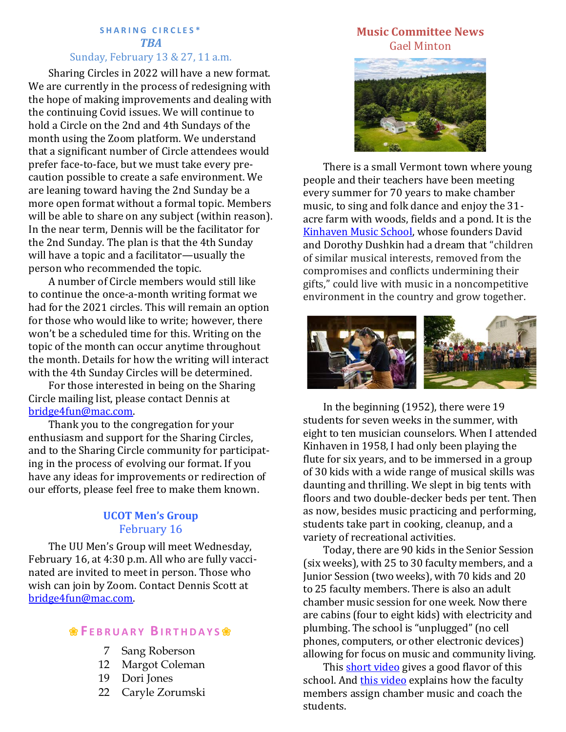### SHARING CIRCLES*

***TBA***

Sunday, February 13 & 27, 11 a.m.

Sharing Circles in 2022 will have a new format. We are currently in the process of redesigning with the hope of making improvements and dealing with the continuing Covid issues. We will continue to hold a Circle on the 2nd and 4th Sundays of the month using the Zoom platform. We understand that a significant number of Circle attendees would prefer face-to-face, but we must take every precaution possible to create a safe environment. We are leaning toward having the 2nd Sunday be a more open format without a formal topic. Members will be able to share on any subject (within reason). In the near term, Dennis will be the facilitator for the 2nd Sunday. The plan is that the 4th Sunday will have a topic and a facilitator—usually the person who recommended the topic.

A number of Circle members would still like to continue the once-a-month writing format we had for the 2021 circles. This will remain an option for those who would like to write; however, there won't be a scheduled time for this. Writing on the topic of the month can occur anytime throughout the month. Details for how the writing will interact with the 4th Sunday Circles will be determined.

For those interested in being on the Sharing Circle mailing list, please contact Dennis at bridge4fun@mac.com.

Thank you to the congregation for your enthusiasm and support for the Sharing Circles, and to the Sharing Circle community for participating in the process of evolving our format. If you have any ideas for improvements or redirection of our efforts, please feel free to make them known.

### UCOT Men's Group

February 16

The UU Men's Group will meet Wednesday, February 16, at 4:30 p.m. All who are fully vaccinated are invited to meet in person. Those who wish can join by Zoom. Contact Dennis Scott at bridge4fun@mac.com.

### ❀ FEBRUARY BIRTHDAYS ❀

7 Sang Roberson
12 Margot Coleman
19 Dori Jones
22 Caryle Zorumski

## Music Committee News

Gael Minton

There is a small Vermont town where young people and their teachers have been meeting every summer for 70 years to make chamber music, to sing and folk dance and enjoy the 31-acre farm with woods, fields and a pond. It is the Kinhaven Music School, whose founders David and Dorothy Dushkin had a dream that "children of similar musical interests, removed from the compromises and conflicts undermining their gifts," could live with music in a noncompetitive environment in the country and grow together.

In the beginning (1952), there were 19 students for seven weeks in the summer, with eight to ten musician counselors. When I attended Kinhaven in 1958, I had only been playing the flute for six years, and to be immersed in a group of 30 kids with a wide range of musical skills was daunting and thrilling. We slept in big tents with floors and two double-decker beds per tent. Then as now, besides music practicing and performing, students take part in cooking, cleanup, and a variety of recreational activities.

Today, there are 90 kids in the Senior Session (six weeks), with 25 to 30 faculty members, and a Junior Session (two weeks), with 70 kids and 20 to 25 faculty members. There is also an adult chamber music session for one week. Now there are cabins (four to eight kids) with electricity and plumbing. The school is "unplugged" (no cell phones, computers, or other electronic devices) allowing for focus on music and community living.

This short video gives a good flavor of this school. And this video explains how the faculty members assign chamber music and coach the students.